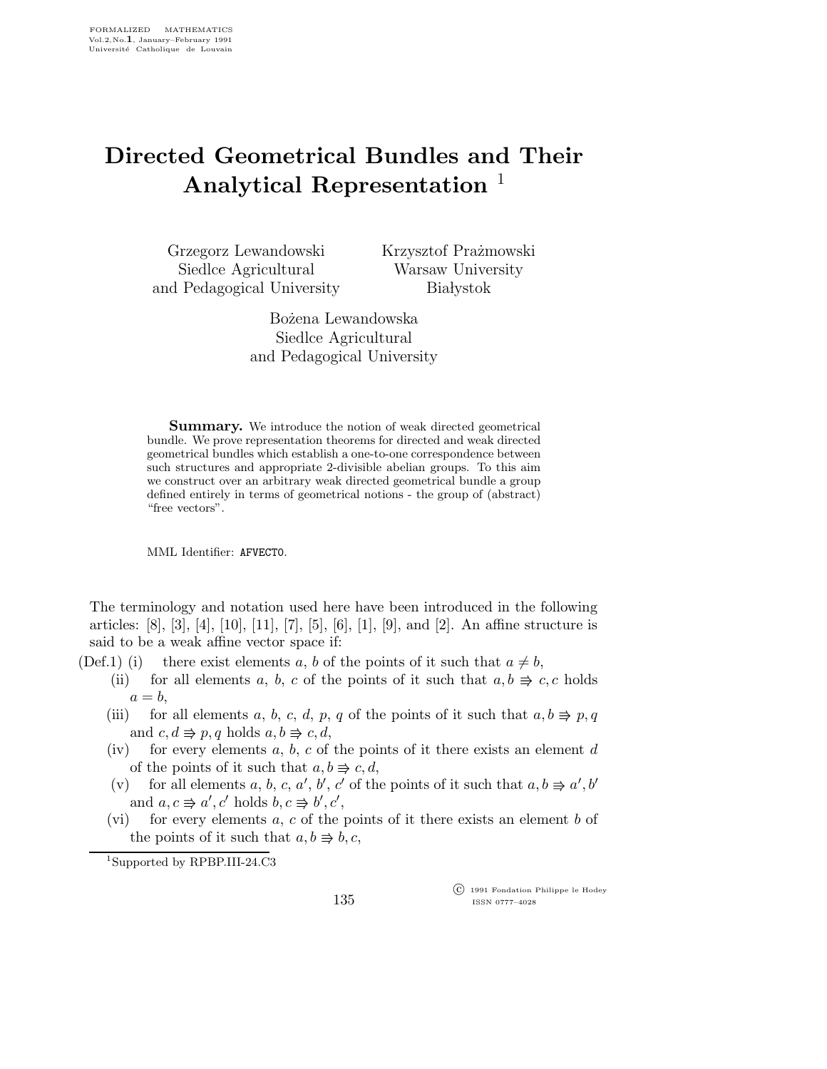# Directed Geometrical Bundles and Their Analytical Representation [1]

Grzegorz Lewandowski
Siedlce Agricultural
and Pedagogical University

Krzysztof Prażmowski
Warsaw University
Białystok

Bożena Lewandowska
Siedlce Agricultural
and Pedagogical University

**Summary.** We introduce the notion of weak directed geometrical bundle. We prove representation theorems for directed and weak directed geometrical bundles which establish a one-to-one correspondence between such structures and appropriate 2-divisible abelian groups. To this aim we construct over an arbitrary weak directed geometrical bundle a group defined entirely in terms of geometrical notions - the group of (abstract) "free vectors".

MML Identifier: AFVECT0.

The terminology and notation used here have been introduced in the following articles: [8], [3], [4], [10], [11], [7], [5], [6], [1], [9], and [2]. An affine structure is said to be a weak affine vector space if:

(Def.1) (i) there exist elements $a$, $b$ of the points of it such that $a \neq b$,

(ii) for all elements $a$, $b$, $c$ of the points of it such that $a, b \Rrightarrow c, c$ holds $a = b$,

(iii) for all elements $a$, $b$, $c$, $d$, $p$, $q$ of the points of it such that $a, b \Rrightarrow p, q$ and $c, d \Rrightarrow p, q$ holds $a, b \Rrightarrow c, d$,

(iv) for every elements $a$, $b$, $c$ of the points of it there exists an element $d$ of the points of it such that $a, b \Rrightarrow c, d$,

(v) for all elements $a$, $b$, $c$, $a'$, $b'$, $c'$ of the points of it such that $a, b \Rrightarrow a', b'$ and $a, c \Rrightarrow a', c'$ holds $b, c \Rrightarrow b', c'$,

(vi) for every elements $a$, $c$ of the points of it there exists an element $b$ of the points of it such that $a, b \Rrightarrow b, c$,

[1] Supported by RPBP.III-24.C3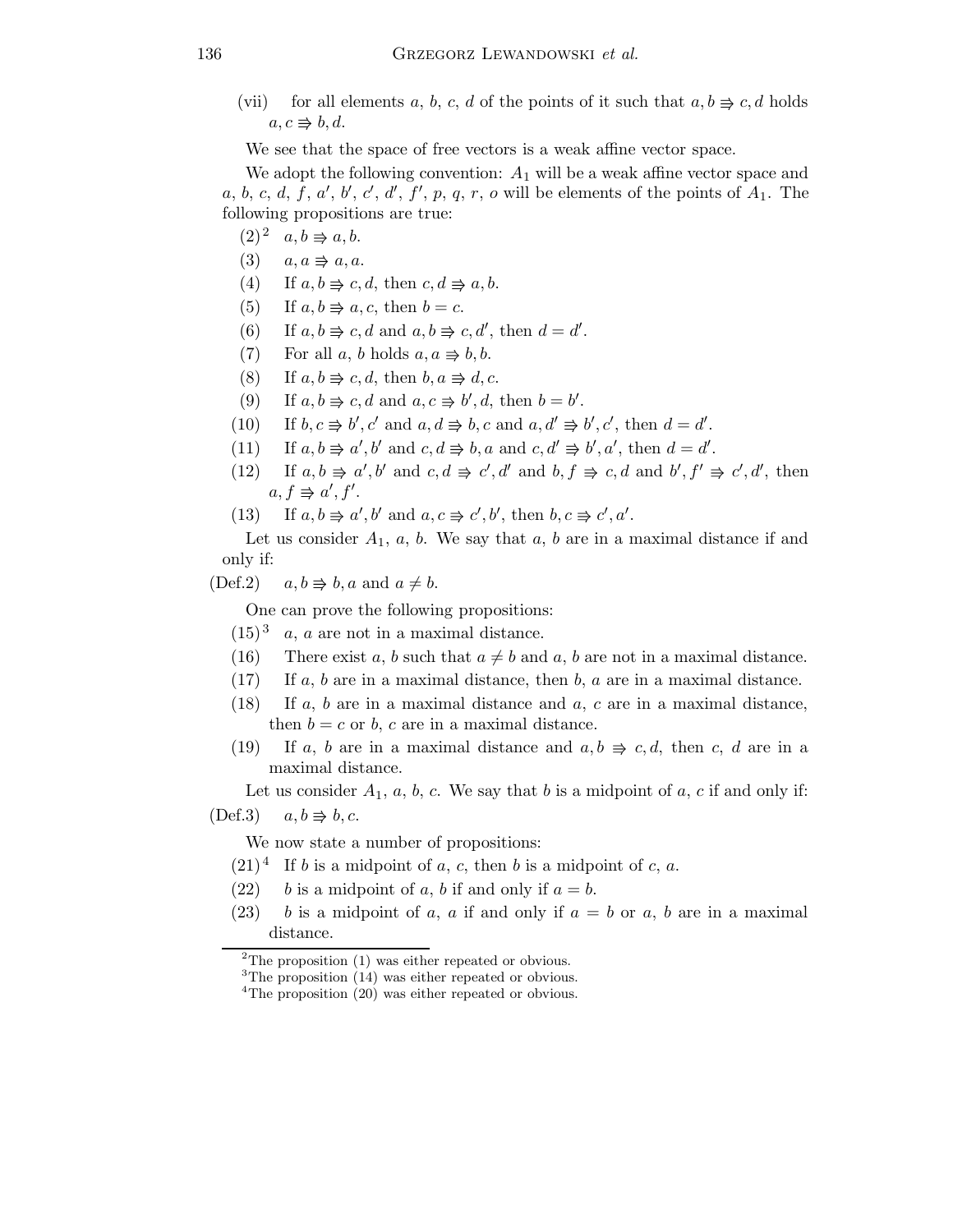(vii) for all elements $a$, $b$, $c$, $d$ of the points of it such that $a, b \Rrightarrow c, d$ holds $a, c \Rrightarrow b, d$.

We see that the space of free vectors is a weak affine vector space.

We adopt the following convention: $A_1$ will be a weak affine vector space and $a$, $b$, $c$, $d$, $f$, $a'$, $b'$, $c'$, $d'$, $f'$, $p$, $q$, $r$, $o$ will be elements of the points of $A_1$. The following propositions are true:

(2)[2] $a, b \Rrightarrow a, b$.

(3) $a, a \Rrightarrow a, a$.

(4) If $a, b \Rrightarrow c, d$, then $c, d \Rrightarrow a, b$.

(5) If $a, b \Rrightarrow a, c$, then $b = c$.

(6) If $a, b \Rrightarrow c, d$ and $a, b \Rrightarrow c, d'$, then $d = d'$.

(7) For all $a$, $b$ holds $a, a \Rrightarrow b, b$.

(8) If $a, b \Rrightarrow c, d$, then $b, a \Rrightarrow d, c$.

(9) If $a, b \Rrightarrow c, d$ and $a, c \Rrightarrow b', d$, then $b = b'$.

(10) If $b, c \Rrightarrow b', c'$ and $a, d \Rrightarrow b, c$ and $a, d' \Rrightarrow b', c'$, then $d = d'$.

(11) If $a, b \Rrightarrow a', b'$ and $c, d \Rrightarrow b, a$ and $c, d' \Rrightarrow b', a'$, then $d = d'$.

(12) If $a, b \Rrightarrow a', b'$ and $c, d \Rrightarrow c', d'$ and $b, f \Rrightarrow c, d$ and $b', f' \Rrightarrow c', d'$, then $a, f \Rrightarrow a', f'$.

(13) If $a, b \Rrightarrow a', b'$ and $a, c \Rrightarrow c', b'$, then $b, c \Rrightarrow c', a'$.

Let us consider $A_1$, $a$, $b$. We say that $a$, $b$ are in a maximal distance if and only if:

(Def.2) $a, b \Rrightarrow b, a$ and $a \neq b$.

One can prove the following propositions:

(15)[3] $a$, $a$ are not in a maximal distance.

(16) There exist $a$, $b$ such that $a \neq b$ and $a$, $b$ are not in a maximal distance.

(17) If $a$, $b$ are in a maximal distance, then $b$, $a$ are in a maximal distance.

(18) If $a$, $b$ are in a maximal distance and $a$, $c$ are in a maximal distance, then $b = c$ or $b$, $c$ are in a maximal distance.

(19) If $a$, $b$ are in a maximal distance and $a, b \Rrightarrow c, d$, then $c$, $d$ are in a maximal distance.

Let us consider $A_1$, $a$, $b$, $c$. We say that $b$ is a midpoint of $a$, $c$ if and only if:

(Def.3) $a, b \Rrightarrow b, c$.

We now state a number of propositions:

(21)[4] If $b$ is a midpoint of $a$, $c$, then $b$ is a midpoint of $c$, $a$.

(22) $b$ is a midpoint of $a$, $b$ if and only if $a = b$.

(23) $b$ is a midpoint of $a$, $a$ if and only if $a = b$ or $a$, $b$ are in a maximal distance.

---

[2] The proposition (1) was either repeated or obvious.

[3] The proposition (14) was either repeated or obvious.

[4] The proposition (20) was either repeated or obvious.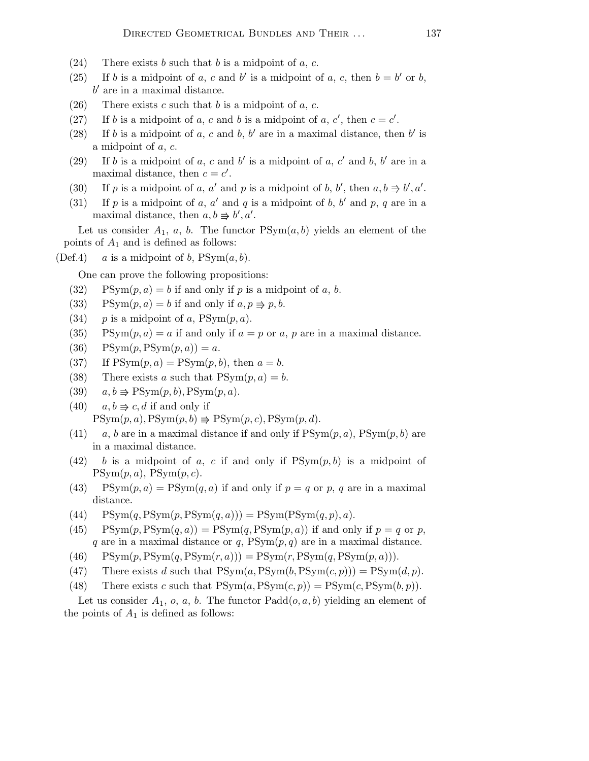(24) There exists $b$ such that $b$ is a midpoint of $a$, $c$.

(25) If $b$ is a midpoint of $a$, $c$ and $b'$ is a midpoint of $a$, $c$, then $b = b'$ or $b$, $b'$ are in a maximal distance.

(26) There exists $c$ such that $b$ is a midpoint of $a$, $c$.

(27) If $b$ is a midpoint of $a$, $c$ and $b$ is a midpoint of $a$, $c'$, then $c = c'$.

(28) If $b$ is a midpoint of $a$, $c$ and $b$, $b'$ are in a maximal distance, then $b'$ is a midpoint of $a$, $c$.

(29) If $b$ is a midpoint of $a$, $c$ and $b'$ is a midpoint of $a$, $c'$ and $b$, $b'$ are in a maximal distance, then $c = c'$.

(30) If $p$ is a midpoint of $a$, $a'$ and $p$ is a midpoint of $b$, $b'$, then $a, b \Rrightarrow b', a'$.

(31) If $p$ is a midpoint of $a$, $a'$ and $q$ is a midpoint of $b$, $b'$ and $p$, $q$ are in a maximal distance, then $a, b \Rrightarrow b', a'$.

Let us consider $A_1$, $a$, $b$. The functor $\mathrm{PSym}(a, b)$ yields an element of the points of $A_1$ and is defined as follows:

(Def.4) $a$ is a midpoint of $b$, $\mathrm{PSym}(a, b)$.

One can prove the following propositions:

(32) $\mathrm{PSym}(p, a) = b$ if and only if $p$ is a midpoint of $a$, $b$.

(33) $\mathrm{PSym}(p, a) = b$ if and only if $a, p \Rrightarrow p, b$.

(34) $p$ is a midpoint of $a$, $\mathrm{PSym}(p, a)$.

(35) $\mathrm{PSym}(p, a) = a$ if and only if $a = p$ or $a$, $p$ are in a maximal distance.

(36) $\mathrm{PSym}(p, \mathrm{PSym}(p, a)) = a$.

(37) If $\mathrm{PSym}(p, a) = \mathrm{PSym}(p, b)$, then $a = b$.

(38) There exists $a$ such that $\mathrm{PSym}(p, a) = b$.

(39) $a, b \Rrightarrow \mathrm{PSym}(p, b), \mathrm{PSym}(p, a)$.

(40) $a, b \Rrightarrow c, d$ if and only if $\mathrm{PSym}(p, a), \mathrm{PSym}(p, b) \Rrightarrow \mathrm{PSym}(p, c), \mathrm{PSym}(p, d)$.

(41) $a$, $b$ are in a maximal distance if and only if $\mathrm{PSym}(p, a)$, $\mathrm{PSym}(p, b)$ are in a maximal distance.

(42) $b$ is a midpoint of $a$, $c$ if and only if $\mathrm{PSym}(p, b)$ is a midpoint of $\mathrm{PSym}(p, a)$, $\mathrm{PSym}(p, c)$.

(43) $\mathrm{PSym}(p, a) = \mathrm{PSym}(q, a)$ if and only if $p = q$ or $p$, $q$ are in a maximal distance.

(44) $\mathrm{PSym}(q, \mathrm{PSym}(p, \mathrm{PSym}(q, a))) = \mathrm{PSym}(\mathrm{PSym}(q, p), a)$.

(45) $\mathrm{PSym}(p, \mathrm{PSym}(q, a)) = \mathrm{PSym}(q, \mathrm{PSym}(p, a))$ if and only if $p = q$ or $p$, $q$ are in a maximal distance or $q$, $\mathrm{PSym}(p, q)$ are in a maximal distance.

(46) $\mathrm{PSym}(p, \mathrm{PSym}(q, \mathrm{PSym}(r, a))) = \mathrm{PSym}(r, \mathrm{PSym}(q, \mathrm{PSym}(p, a)))$.

(47) There exists $d$ such that $\mathrm{PSym}(a, \mathrm{PSym}(b, \mathrm{PSym}(c, p))) = \mathrm{PSym}(d, p)$.

(48) There exists $c$ such that $\mathrm{PSym}(a, \mathrm{PSym}(c, p)) = \mathrm{PSym}(c, \mathrm{PSym}(b, p))$.

Let us consider $A_1$, $o$, $a$, $b$. The functor $\mathrm{Padd}(o, a, b)$ yielding an element of the points of $A_1$ is defined as follows: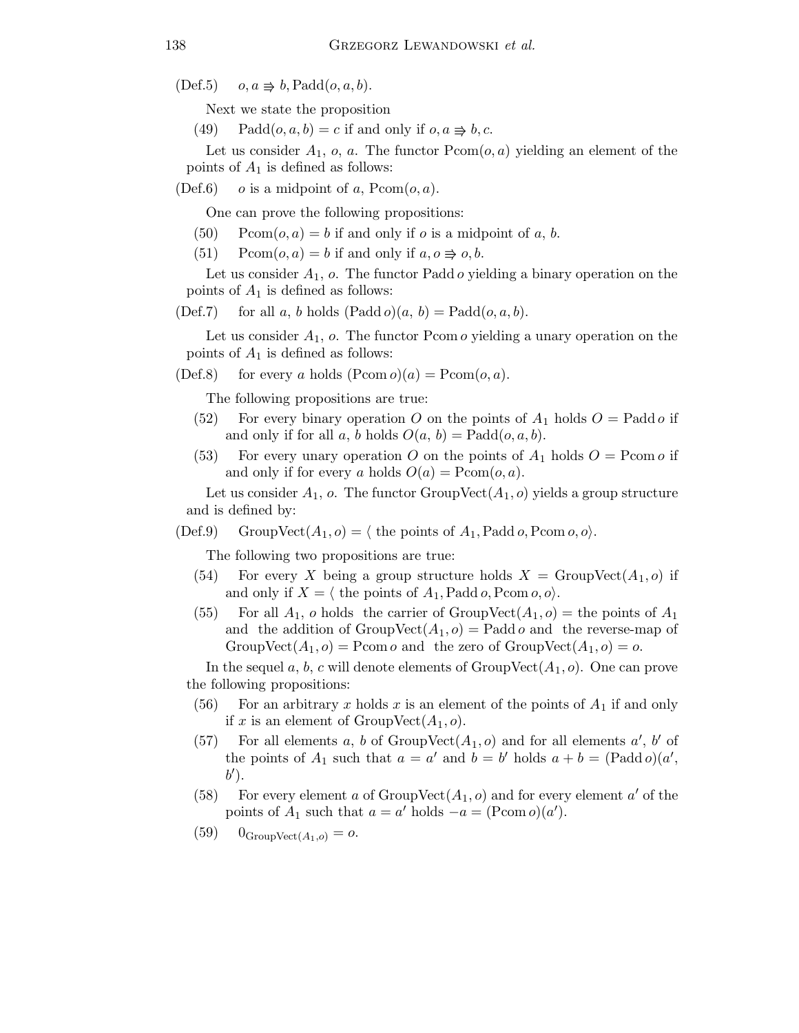(Def.5) $o, a \Rrightarrow b, \mathrm{Padd}(o, a, b)$.

Next we state the proposition

(49) $\mathrm{Padd}(o, a, b) = c$ if and only if $o, a \Rrightarrow b, c$.

Let us consider $A_1$, $o$, $a$. The functor $\mathrm{Pcom}(o, a)$ yielding an element of the points of $A_1$ is defined as follows:

(Def.6) $o$ is a midpoint of $a$, $\mathrm{Pcom}(o, a)$.

One can prove the following propositions:

(50) $\mathrm{Pcom}(o, a) = b$ if and only if $o$ is a midpoint of $a$, $b$.

(51) $\mathrm{Pcom}(o, a) = b$ if and only if $a, o \Rrightarrow o, b$.

Let us consider $A_1$, $o$. The functor $\mathrm{Padd}\, o$ yielding a binary operation on the points of $A_1$ is defined as follows:

(Def.7) for all $a$, $b$ holds $(\mathrm{Padd}\, o)(a,\, b) = \mathrm{Padd}(o, a, b)$.

Let us consider $A_1$, $o$. The functor $\mathrm{Pcom}\, o$ yielding a unary operation on the points of $A_1$ is defined as follows:

(Def.8) for every $a$ holds $(\mathrm{Pcom}\, o)(a) = \mathrm{Pcom}(o, a)$.

The following propositions are true:

(52) For every binary operation $O$ on the points of $A_1$ holds $O = \mathrm{Padd}\, o$ if and only if for all $a$, $b$ holds $O(a,\, b) = \mathrm{Padd}(o, a, b)$.

(53) For every unary operation $O$ on the points of $A_1$ holds $O = \mathrm{Pcom}\, o$ if and only if for every $a$ holds $O(a) = \mathrm{Pcom}(o, a)$.

Let us consider $A_1$, $o$. The functor $\mathrm{GroupVect}(A_1, o)$ yields a group structure and is defined by:

(Def.9) $\mathrm{GroupVect}(A_1, o) = \langle$ the points of $A_1, \mathrm{Padd}\, o, \mathrm{Pcom}\, o, o\rangle$.

The following two propositions are true:

(54) For every $X$ being a group structure holds $X = \mathrm{GroupVect}(A_1, o)$ if and only if $X = \langle$ the points of $A_1, \mathrm{Padd}\, o, \mathrm{Pcom}\, o, o\rangle$.

(55) For all $A_1$, $o$ holds the carrier of $\mathrm{GroupVect}(A_1, o) =$ the points of $A_1$ and the addition of $\mathrm{GroupVect}(A_1, o) = \mathrm{Padd}\, o$ and the reverse-map of $\mathrm{GroupVect}(A_1, o) = \mathrm{Pcom}\, o$ and the zero of $\mathrm{GroupVect}(A_1, o) = o$.

In the sequel $a$, $b$, $c$ will denote elements of $\mathrm{GroupVect}(A_1, o)$. One can prove the following propositions:

(56) For an arbitrary $x$ holds $x$ is an element of the points of $A_1$ if and only if $x$ is an element of $\mathrm{GroupVect}(A_1, o)$.

(57) For all elements $a$, $b$ of $\mathrm{GroupVect}(A_1, o)$ and for all elements $a'$, $b'$ of the points of $A_1$ such that $a = a'$ and $b = b'$ holds $a + b = (\mathrm{Padd}\, o)(a',\, b')$.

(58) For every element $a$ of $\mathrm{GroupVect}(A_1, o)$ and for every element $a'$ of the points of $A_1$ such that $a = a'$ holds $-a = (\mathrm{Pcom}\, o)(a')$.

(59) $0_{\mathrm{GroupVect}(A_1, o)} = o$.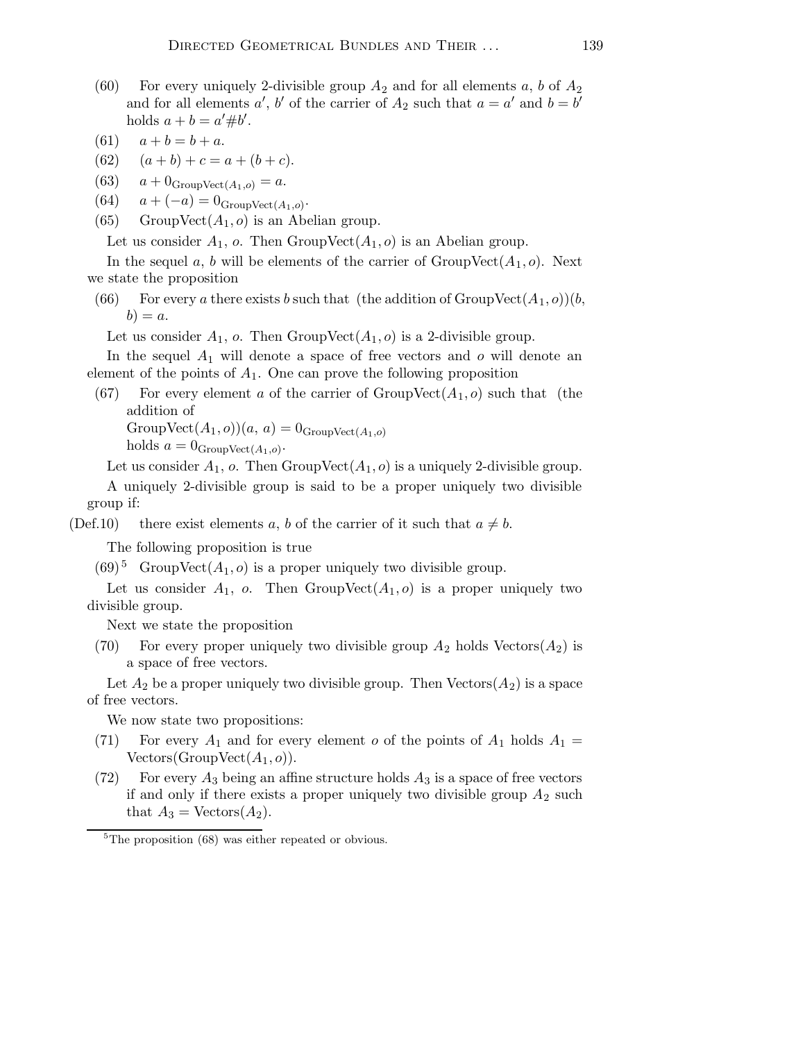(60) For every uniquely 2-divisible group $A_2$ and for all elements $a$, $b$ of $A_2$ and for all elements $a'$, $b'$ of the carrier of $A_2$ such that $a = a'$ and $b = b'$ holds $a + b = a' \# b'$.

(61) $a + b = b + a$.

(62) $(a + b) + c = a + (b + c)$.

(63) $a + 0_{\mathrm{GroupVect}(A_1, o)} = a$.

(64) $a + (-a) = 0_{\mathrm{GroupVect}(A_1, o)}$.

(65) GroupVect$(A_1, o)$ is an Abelian group.

Let us consider $A_1$, $o$. Then GroupVect$(A_1, o)$ is an Abelian group.

In the sequel $a$, $b$ will be elements of the carrier of GroupVect$(A_1, o)$. Next we state the proposition

(66) For every $a$ there exists $b$ such that (the addition of GroupVect$(A_1, o)$)$(b, b) = a$.

Let us consider $A_1$, $o$. Then GroupVect$(A_1, o)$ is a 2-divisible group.

In the sequel $A_1$ will denote a space of free vectors and $o$ will denote an element of the points of $A_1$. One can prove the following proposition

(67) For every element $a$ of the carrier of GroupVect$(A_1, o)$ such that (the addition of GroupVect$(A_1, o)$)$(a, a) = 0_{\mathrm{GroupVect}(A_1, o)}$ holds $a = 0_{\mathrm{GroupVect}(A_1, o)}$.

Let us consider $A_1$, $o$. Then GroupVect$(A_1, o)$ is a uniquely 2-divisible group.

A uniquely 2-divisible group is said to be a proper uniquely two divisible group if:

(Def.10) there exist elements $a$, $b$ of the carrier of it such that $a \neq b$.

The following proposition is true

(69)[5] GroupVect$(A_1, o)$ is a proper uniquely two divisible group.

Let us consider $A_1$, $o$. Then GroupVect$(A_1, o)$ is a proper uniquely two divisible group.

Next we state the proposition

(70) For every proper uniquely two divisible group $A_2$ holds Vectors$(A_2)$ is a space of free vectors.

Let $A_2$ be a proper uniquely two divisible group. Then Vectors$(A_2)$ is a space of free vectors.

We now state two propositions:

(71) For every $A_1$ and for every element $o$ of the points of $A_1$ holds $A_1 =$ Vectors(GroupVect$(A_1, o)$).

(72) For every $A_3$ being an affine structure holds $A_3$ is a space of free vectors if and only if there exists a proper uniquely two divisible group $A_2$ such that $A_3 =$ Vectors$(A_2)$.

[5] The proposition (68) was either repeated or obvious.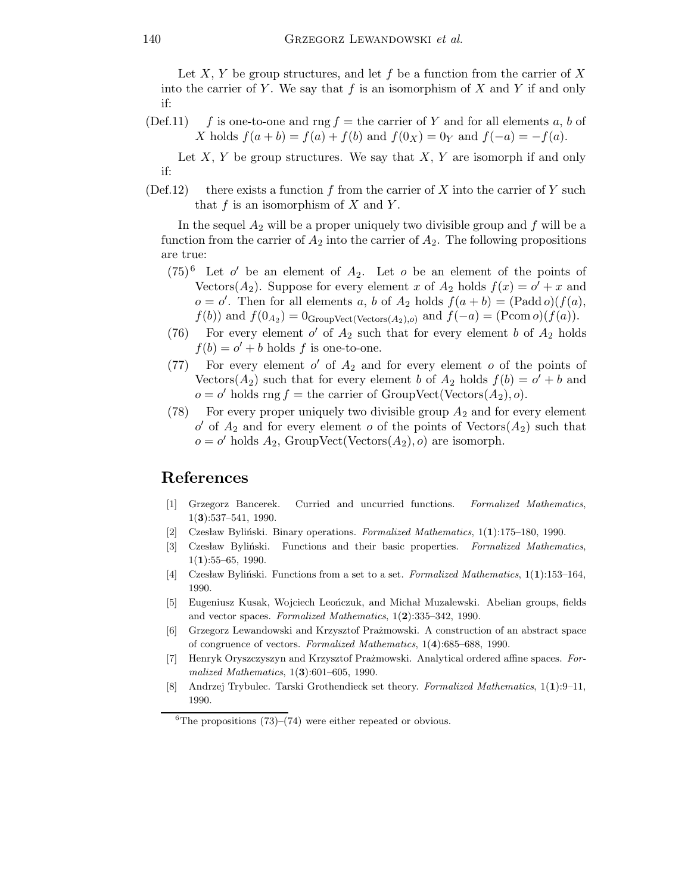Let $X$, $Y$ be group structures, and let $f$ be a function from the carrier of $X$ into the carrier of $Y$. We say that $f$ is an isomorphism of $X$ and $Y$ if and only if:

(Def.11) $f$ is one-to-one and $\operatorname{rng} f =$ the carrier of $Y$ and for all elements $a$, $b$ of $X$ holds $f(a+b) = f(a) + f(b)$ and $f(0_X) = 0_Y$ and $f(-a) = -f(a)$.

Let $X$, $Y$ be group structures. We say that $X$, $Y$ are isomorph if and only if:

(Def.12) there exists a function $f$ from the carrier of $X$ into the carrier of $Y$ such that $f$ is an isomorphism of $X$ and $Y$.

In the sequel $A_2$ will be a proper uniquely two divisible group and $f$ will be a function from the carrier of $A_2$ into the carrier of $A_2$. The following propositions are true:

(75)[6] Let $o'$ be an element of $A_2$. Let $o$ be an element of the points of $\operatorname{Vectors}(A_2)$. Suppose for every element $x$ of $A_2$ holds $f(x) = o' + x$ and $o = o'$. Then for all elements $a$, $b$ of $A_2$ holds $f(a+b) = (\operatorname{Padd} o)(f(a), f(b))$ and $f(0_{A_2}) = 0_{\operatorname{GroupVect}(\operatorname{Vectors}(A_2),o)}$ and $f(-a) = (\operatorname{Pcom} o)(f(a))$.

(76) For every element $o'$ of $A_2$ such that for every element $b$ of $A_2$ holds $f(b) = o' + b$ holds $f$ is one-to-one.

(77) For every element $o'$ of $A_2$ and for every element $o$ of the points of $\operatorname{Vectors}(A_2)$ such that for every element $b$ of $A_2$ holds $f(b) = o' + b$ and $o = o'$ holds $\operatorname{rng} f =$ the carrier of $\operatorname{GroupVect}(\operatorname{Vectors}(A_2), o)$.

(78) For every proper uniquely two divisible group $A_2$ and for every element $o'$ of $A_2$ and for every element $o$ of the points of $\operatorname{Vectors}(A_2)$ such that $o = o'$ holds $A_2$, $\operatorname{GroupVect}(\operatorname{Vectors}(A_2), o)$ are isomorph.

## References

[1] Grzegorz Bancerek. Curried and uncurried functions. *Formalized Mathematics*, 1(**3**):537–541, 1990.

[2] Czesław Byliński. Binary operations. *Formalized Mathematics*, 1(**1**):175–180, 1990.

[3] Czesław Byliński. Functions and their basic properties. *Formalized Mathematics*, 1(**1**):55–65, 1990.

[4] Czesław Byliński. Functions from a set to a set. *Formalized Mathematics*, 1(**1**):153–164, 1990.

[5] Eugeniusz Kusak, Wojciech Leończuk, and Michał Muzalewski. Abelian groups, fields and vector spaces. *Formalized Mathematics*, 1(**2**):335–342, 1990.

[6] Grzegorz Lewandowski and Krzysztof Prażmowski. A construction of an abstract space of congruence of vectors. *Formalized Mathematics*, 1(**4**):685–688, 1990.

[7] Henryk Oryszczyszyn and Krzysztof Prażmowski. Analytical ordered affine spaces. *Formalized Mathematics*, 1(**3**):601–605, 1990.

[8] Andrzej Trybulec. Tarski Grothendieck set theory. *Formalized Mathematics*, 1(**1**):9–11, 1990.

[6] The propositions (73)–(74) were either repeated or obvious.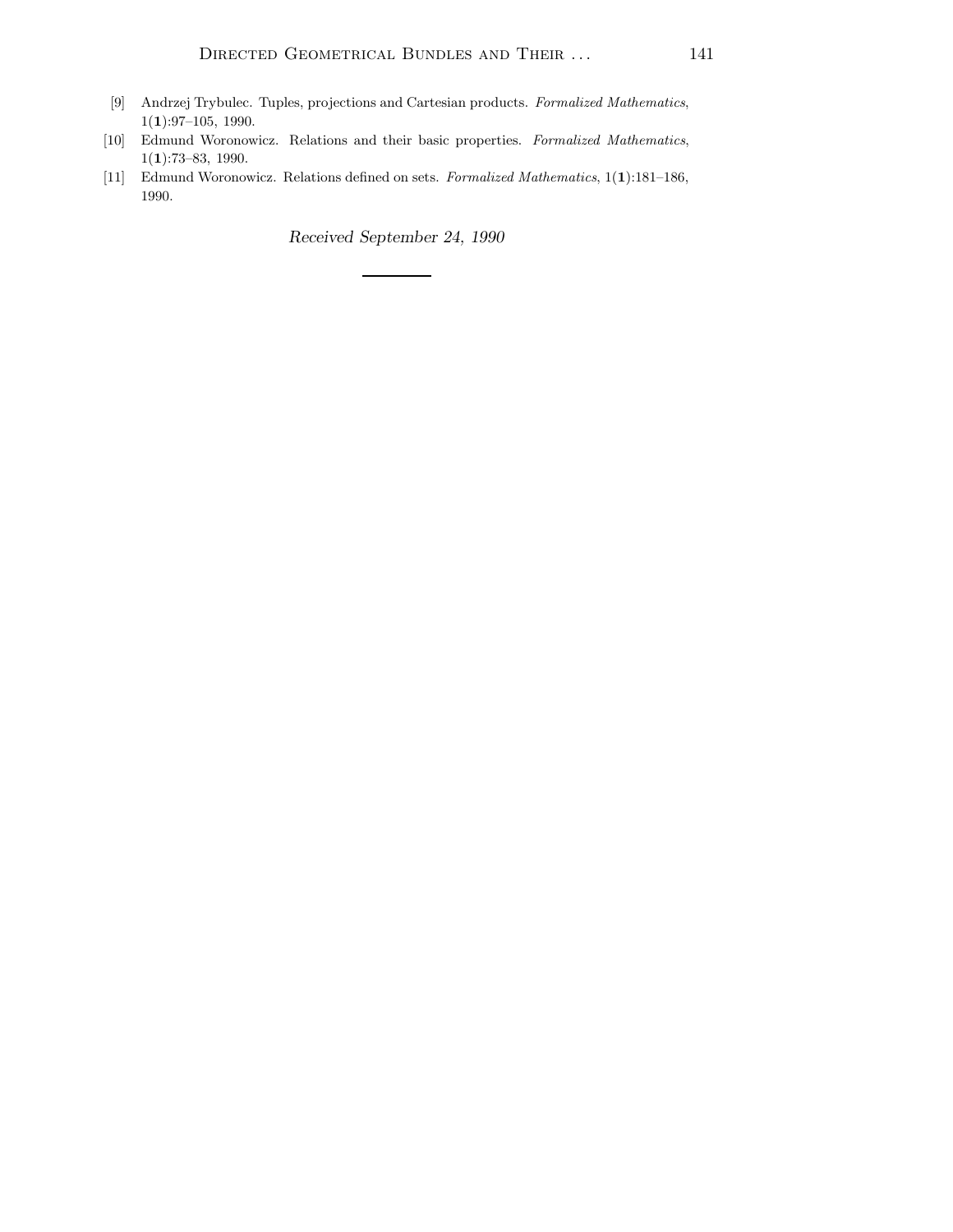[9] Andrzej Trybulec. Tuples, projections and Cartesian products. *Formalized Mathematics*, 1(**1**):97–105, 1990.

[10] Edmund Woronowicz. Relations and their basic properties. *Formalized Mathematics*, 1(**1**):73–83, 1990.

[11] Edmund Woronowicz. Relations defined on sets. *Formalized Mathematics*, 1(**1**):181–186, 1990.

*Received September 24, 1990*